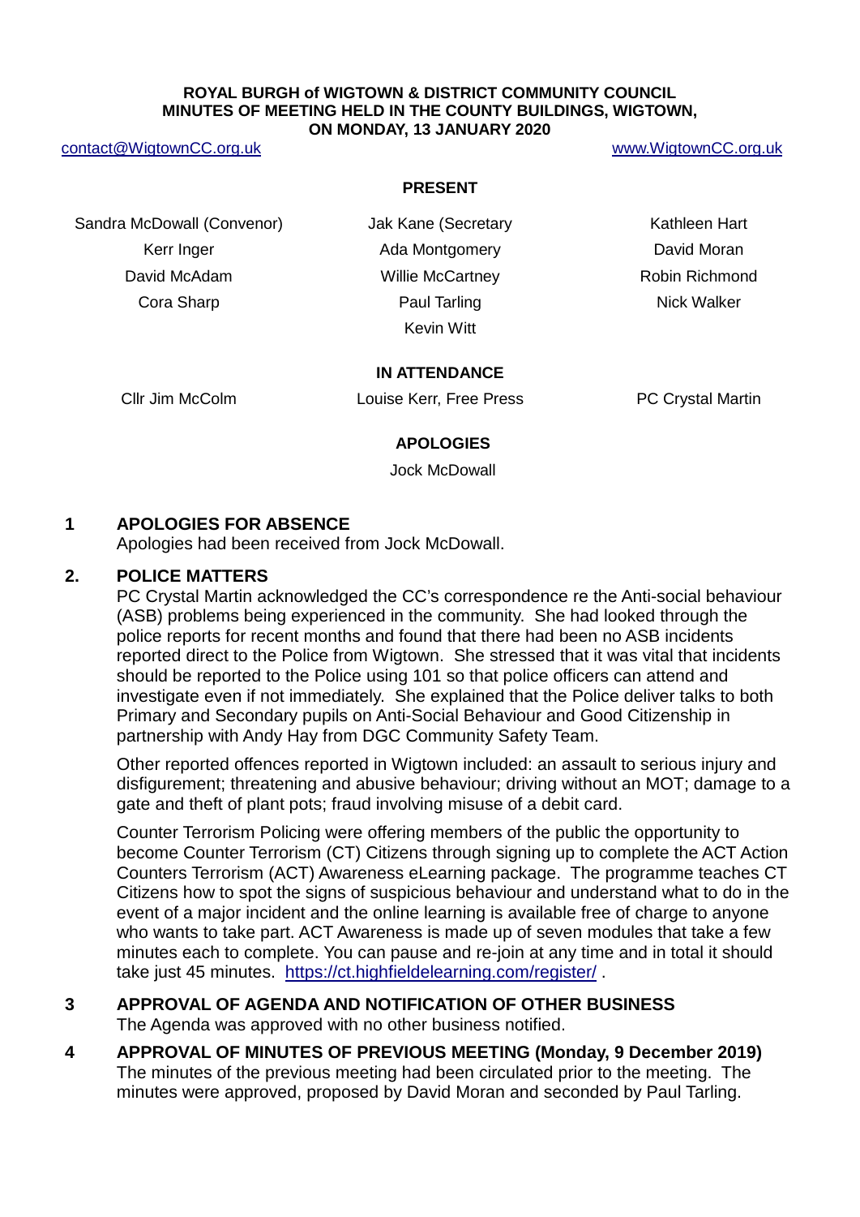**ROYAL BURGH of WIGTOWN & DISTRICT COMMUNITY COUNCIL**
**MINUTES OF MEETING HELD IN THE COUNTY BUILDINGS, WIGTOWN,**
**ON MONDAY, 13 JANUARY 2020**

contact@WigtownCC.org.uk www.WigtownCC.org.uk

**PRESENT**

| | | |
|---|---|---|
| Sandra McDowall (Convenor) | Jak Kane (Secretary | Kathleen Hart |
| Kerr Inger | Ada Montgomery | David Moran |
| David McAdam | Willie McCartney | Robin Richmond |
| Cora Sharp | Paul Tarling | Nick Walker |
| | Kevin Witt | |

**IN ATTENDANCE**

| | | |
|---|---|---|
| Cllr Jim McColm | Louise Kerr, Free Press | PC Crystal Martin |

**APOLOGIES**

Jock McDowall

## 1 APOLOGIES FOR ABSENCE

Apologies had been received from Jock McDowall.

## 2. POLICE MATTERS

PC Crystal Martin acknowledged the CC's correspondence re the Anti-social behaviour (ASB) problems being experienced in the community. She had looked through the police reports for recent months and found that there had been no ASB incidents reported direct to the Police from Wigtown. She stressed that it was vital that incidents should be reported to the Police using 101 so that police officers can attend and investigate even if not immediately. She explained that the Police deliver talks to both Primary and Secondary pupils on Anti-Social Behaviour and Good Citizenship in partnership with Andy Hay from DGC Community Safety Team.

Other reported offences reported in Wigtown included: an assault to serious injury and disfigurement; threatening and abusive behaviour; driving without an MOT; damage to a gate and theft of plant pots; fraud involving misuse of a debit card.

Counter Terrorism Policing were offering members of the public the opportunity to become Counter Terrorism (CT) Citizens through signing up to complete the ACT Action Counters Terrorism (ACT) Awareness eLearning package. The programme teaches CT Citizens how to spot the signs of suspicious behaviour and understand what to do in the event of a major incident and the online learning is available free of charge to anyone who wants to take part. ACT Awareness is made up of seven modules that take a few minutes each to complete. You can pause and re-join at any time and in total it should take just 45 minutes. https://ct.highfieldelearning.com/register/ .

## 3 APPROVAL OF AGENDA AND NOTIFICATION OF OTHER BUSINESS

The Agenda was approved with no other business notified.

## 4 APPROVAL OF MINUTES OF PREVIOUS MEETING (Monday, 9 December 2019)

The minutes of the previous meeting had been circulated prior to the meeting. The minutes were approved, proposed by David Moran and seconded by Paul Tarling.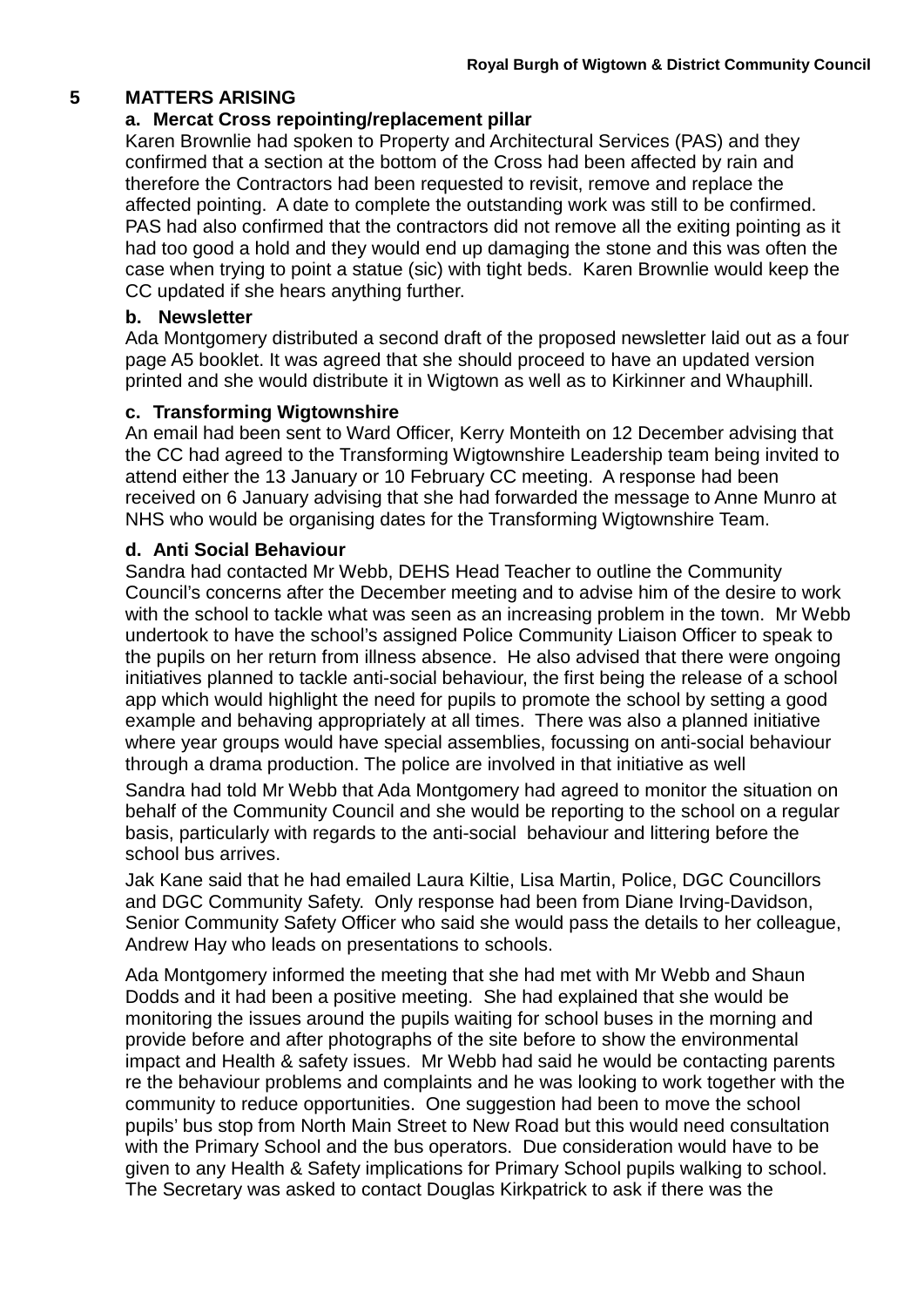## 5 MATTERS ARISING

### a. Mercat Cross repointing/replacement pillar

Karen Brownlie had spoken to Property and Architectural Services (PAS) and they confirmed that a section at the bottom of the Cross had been affected by rain and therefore the Contractors had been requested to revisit, remove and replace the affected pointing. A date to complete the outstanding work was still to be confirmed. PAS had also confirmed that the contractors did not remove all the exiting pointing as it had too good a hold and they would end up damaging the stone and this was often the case when trying to point a statue (sic) with tight beds. Karen Brownlie would keep the CC updated if she hears anything further.

### b. Newsletter

Ada Montgomery distributed a second draft of the proposed newsletter laid out as a four page A5 booklet. It was agreed that she should proceed to have an updated version printed and she would distribute it in Wigtown as well as to Kirkinner and Whauphill.

### c. Transforming Wigtownshire

An email had been sent to Ward Officer, Kerry Monteith on 12 December advising that the CC had agreed to the Transforming Wigtownshire Leadership team being invited to attend either the 13 January or 10 February CC meeting. A response had been received on 6 January advising that she had forwarded the message to Anne Munro at NHS who would be organising dates for the Transforming Wigtownshire Team.

### d. Anti Social Behaviour

Sandra had contacted Mr Webb, DEHS Head Teacher to outline the Community Council's concerns after the December meeting and to advise him of the desire to work with the school to tackle what was seen as an increasing problem in the town. Mr Webb undertook to have the school's assigned Police Community Liaison Officer to speak to the pupils on her return from illness absence. He also advised that there were ongoing initiatives planned to tackle anti-social behaviour, the first being the release of a school app which would highlight the need for pupils to promote the school by setting a good example and behaving appropriately at all times. There was also a planned initiative where year groups would have special assemblies, focussing on anti-social behaviour through a drama production. The police are involved in that initiative as well

Sandra had told Mr Webb that Ada Montgomery had agreed to monitor the situation on behalf of the Community Council and she would be reporting to the school on a regular basis, particularly with regards to the anti-social behaviour and littering before the school bus arrives.

Jak Kane said that he had emailed Laura Kiltie, Lisa Martin, Police, DGC Councillors and DGC Community Safety. Only response had been from Diane Irving-Davidson, Senior Community Safety Officer who said she would pass the details to her colleague, Andrew Hay who leads on presentations to schools.

Ada Montgomery informed the meeting that she had met with Mr Webb and Shaun Dodds and it had been a positive meeting. She had explained that she would be monitoring the issues around the pupils waiting for school buses in the morning and provide before and after photographs of the site before to show the environmental impact and Health & safety issues. Mr Webb had said he would be contacting parents re the behaviour problems and complaints and he was looking to work together with the community to reduce opportunities. One suggestion had been to move the school pupils' bus stop from North Main Street to New Road but this would need consultation with the Primary School and the bus operators. Due consideration would have to be given to any Health & Safety implications for Primary School pupils walking to school. The Secretary was asked to contact Douglas Kirkpatrick to ask if there was the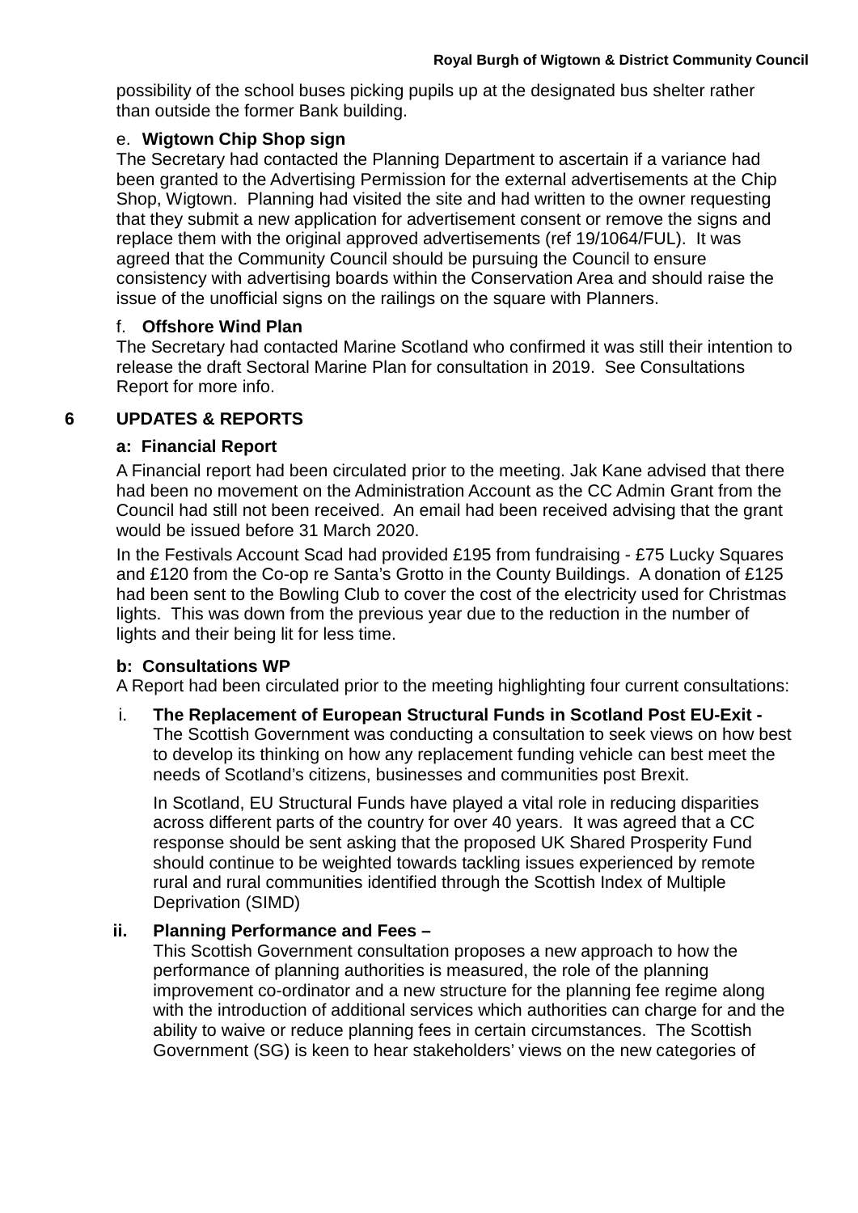possibility of the school buses picking pupils up at the designated bus shelter rather than outside the former Bank building.

e. **Wigtown Chip Shop sign**

The Secretary had contacted the Planning Department to ascertain if a variance had been granted to the Advertising Permission for the external advertisements at the Chip Shop, Wigtown. Planning had visited the site and had written to the owner requesting that they submit a new application for advertisement consent or remove the signs and replace them with the original approved advertisements (ref 19/1064/FUL). It was agreed that the Community Council should be pursuing the Council to ensure consistency with advertising boards within the Conservation Area and should raise the issue of the unofficial signs on the railings on the square with Planners.

f. **Offshore Wind Plan**

The Secretary had contacted Marine Scotland who confirmed it was still their intention to release the draft Sectoral Marine Plan for consultation in 2019. See Consultations Report for more info.

## 6 UPDATES & REPORTS

**a: Financial Report**

A Financial report had been circulated prior to the meeting. Jak Kane advised that there had been no movement on the Administration Account as the CC Admin Grant from the Council had still not been received. An email had been received advising that the grant would be issued before 31 March 2020.

In the Festivals Account Scad had provided £195 from fundraising - £75 Lucky Squares and £120 from the Co-op re Santa's Grotto in the County Buildings. A donation of £125 had been sent to the Bowling Club to cover the cost of the electricity used for Christmas lights. This was down from the previous year due to the reduction in the number of lights and their being lit for less time.

**b: Consultations WP**

A Report had been circulated prior to the meeting highlighting four current consultations:

i. **The Replacement of European Structural Funds in Scotland Post EU-Exit -** The Scottish Government was conducting a consultation to seek views on how best to develop its thinking on how any replacement funding vehicle can best meet the needs of Scotland's citizens, businesses and communities post Brexit.

   In Scotland, EU Structural Funds have played a vital role in reducing disparities across different parts of the country for over 40 years. It was agreed that a CC response should be sent asking that the proposed UK Shared Prosperity Fund should continue to be weighted towards tackling issues experienced by remote rural and rural communities identified through the Scottish Index of Multiple Deprivation (SIMD)

ii. **Planning Performance and Fees –**
   This Scottish Government consultation proposes a new approach to how the performance of planning authorities is measured, the role of the planning improvement co-ordinator and a new structure for the planning fee regime along with the introduction of additional services which authorities can charge for and the ability to waive or reduce planning fees in certain circumstances. The Scottish Government (SG) is keen to hear stakeholders' views on the new categories of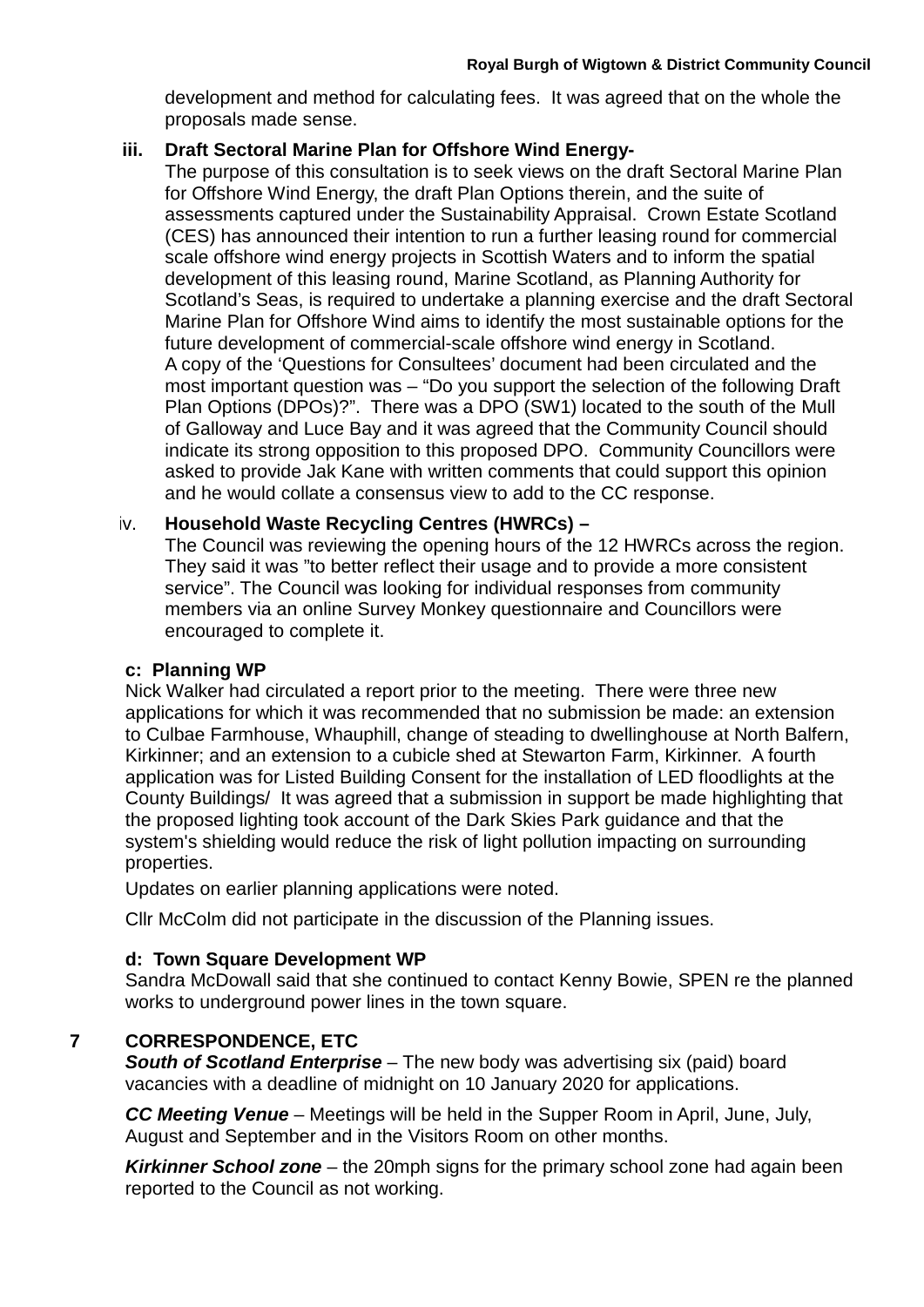development and method for calculating fees. It was agreed that on the whole the proposals made sense.

**iii. Draft Sectoral Marine Plan for Offshore Wind Energy-**

The purpose of this consultation is to seek views on the draft Sectoral Marine Plan for Offshore Wind Energy, the draft Plan Options therein, and the suite of assessments captured under the Sustainability Appraisal. Crown Estate Scotland (CES) has announced their intention to run a further leasing round for commercial scale offshore wind energy projects in Scottish Waters and to inform the spatial development of this leasing round, Marine Scotland, as Planning Authority for Scotland's Seas, is required to undertake a planning exercise and the draft Sectoral Marine Plan for Offshore Wind aims to identify the most sustainable options for the future development of commercial-scale offshore wind energy in Scotland.
A copy of the 'Questions for Consultees' document had been circulated and the most important question was – "Do you support the selection of the following Draft Plan Options (DPOs)?". There was a DPO (SW1) located to the south of the Mull of Galloway and Luce Bay and it was agreed that the Community Council should indicate its strong opposition to this proposed DPO. Community Councillors were asked to provide Jak Kane with written comments that could support this opinion and he would collate a consensus view to add to the CC response.

**iv. Household Waste Recycling Centres (HWRCs) –**

The Council was reviewing the opening hours of the 12 HWRCs across the region. They said it was "to better reflect their usage and to provide a more consistent service". The Council was looking for individual responses from community members via an online Survey Monkey questionnaire and Councillors were encouraged to complete it.

**c: Planning WP**

Nick Walker had circulated a report prior to the meeting. There were three new applications for which it was recommended that no submission be made: an extension to Culbae Farmhouse, Whauphill, change of steading to dwellinghouse at North Balfern, Kirkinner; and an extension to a cubicle shed at Stewarton Farm, Kirkinner. A fourth application was for Listed Building Consent for the installation of LED floodlights at the County Buildings/ It was agreed that a submission in support be made highlighting that the proposed lighting took account of the Dark Skies Park guidance and that the system's shielding would reduce the risk of light pollution impacting on surrounding properties.

Updates on earlier planning applications were noted.

Cllr McColm did not participate in the discussion of the Planning issues.

**d: Town Square Development WP**

Sandra McDowall said that she continued to contact Kenny Bowie, SPEN re the planned works to underground power lines in the town square.

## 7 CORRESPONDENCE, ETC

***South of Scotland Enterprise*** – The new body was advertising six (paid) board vacancies with a deadline of midnight on 10 January 2020 for applications.

***CC Meeting Venue*** – Meetings will be held in the Supper Room in April, June, July, August and September and in the Visitors Room on other months.

***Kirkinner School zone*** – the 20mph signs for the primary school zone had again been reported to the Council as not working.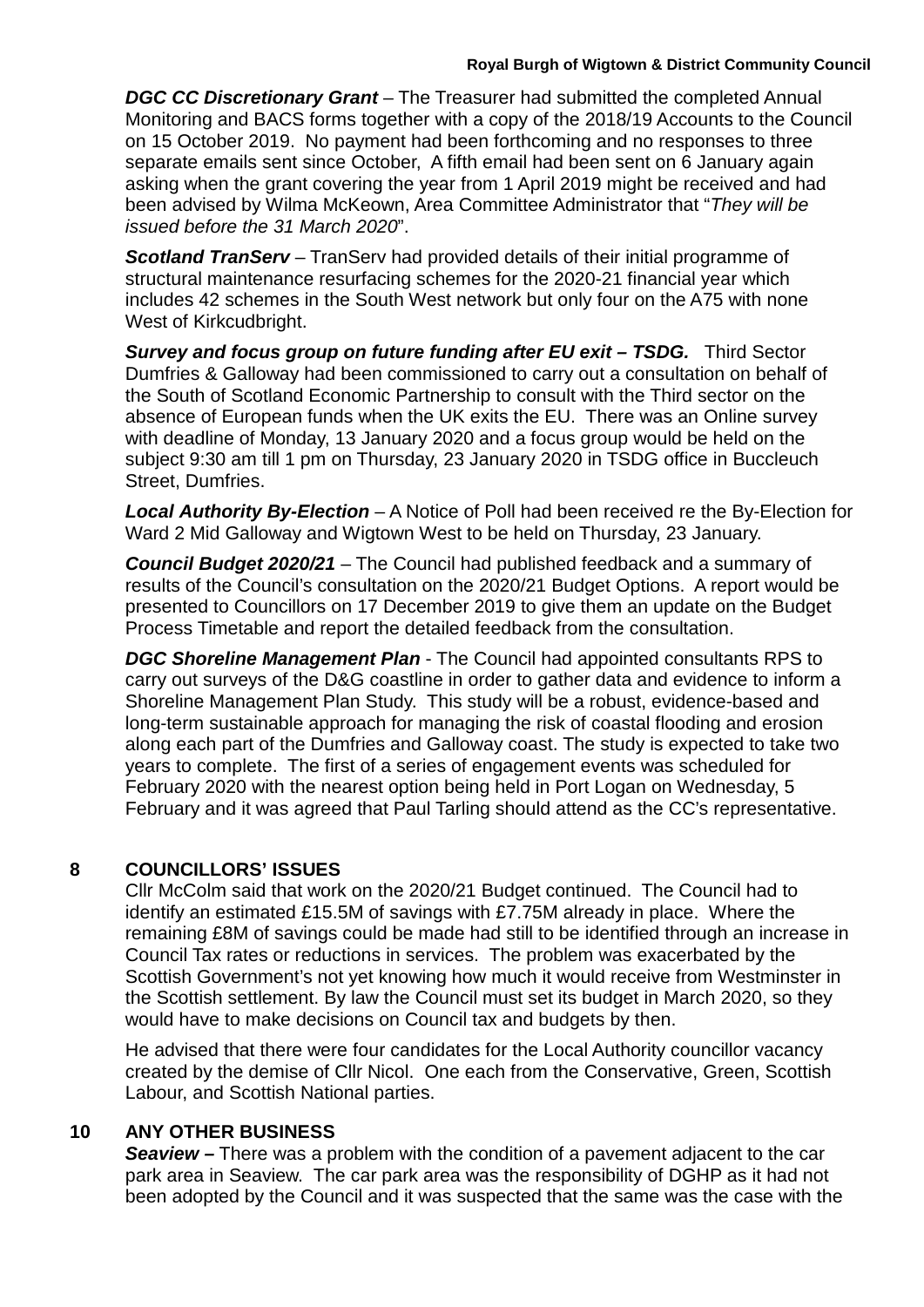***DGC CC Discretionary Grant*** – The Treasurer had submitted the completed Annual Monitoring and BACS forms together with a copy of the 2018/19 Accounts to the Council on 15 October 2019. No payment had been forthcoming and no responses to three separate emails sent since October, A fifth email had been sent on 6 January again asking when the grant covering the year from 1 April 2019 might be received and had been advised by Wilma McKeown, Area Committee Administrator that "*They will be issued before the 31 March 2020*".

***Scotland TranServ*** – TranServ had provided details of their initial programme of structural maintenance resurfacing schemes for the 2020-21 financial year which includes 42 schemes in the South West network but only four on the A75 with none West of Kirkcudbright.

***Survey and focus group on future funding after EU exit – TSDG.*** Third Sector Dumfries & Galloway had been commissioned to carry out a consultation on behalf of the South of Scotland Economic Partnership to consult with the Third sector on the absence of European funds when the UK exits the EU. There was an Online survey with deadline of Monday, 13 January 2020 and a focus group would be held on the subject 9:30 am till 1 pm on Thursday, 23 January 2020 in TSDG office in Buccleuch Street, Dumfries.

***Local Authority By-Election*** – A Notice of Poll had been received re the By-Election for Ward 2 Mid Galloway and Wigtown West to be held on Thursday, 23 January.

***Council Budget 2020/21*** – The Council had published feedback and a summary of results of the Council's consultation on the 2020/21 Budget Options. A report would be presented to Councillors on 17 December 2019 to give them an update on the Budget Process Timetable and report the detailed feedback from the consultation.

***DGC Shoreline Management Plan*** - The Council had appointed consultants RPS to carry out surveys of the D&G coastline in order to gather data and evidence to inform a Shoreline Management Plan Study. This study will be a robust, evidence-based and long-term sustainable approach for managing the risk of coastal flooding and erosion along each part of the Dumfries and Galloway coast. The study is expected to take two years to complete. The first of a series of engagement events was scheduled for February 2020 with the nearest option being held in Port Logan on Wednesday, 5 February and it was agreed that Paul Tarling should attend as the CC's representative.

## 8 COUNCILLORS' ISSUES

Cllr McColm said that work on the 2020/21 Budget continued. The Council had to identify an estimated £15.5M of savings with £7.75M already in place. Where the remaining £8M of savings could be made had still to be identified through an increase in Council Tax rates or reductions in services. The problem was exacerbated by the Scottish Government's not yet knowing how much it would receive from Westminster in the Scottish settlement. By law the Council must set its budget in March 2020, so they would have to make decisions on Council tax and budgets by then.

He advised that there were four candidates for the Local Authority councillor vacancy created by the demise of Cllr Nicol. One each from the Conservative, Green, Scottish Labour, and Scottish National parties.

## 10 ANY OTHER BUSINESS

***Seaview –*** There was a problem with the condition of a pavement adjacent to the car park area in Seaview. The car park area was the responsibility of DGHP as it had not been adopted by the Council and it was suspected that the same was the case with the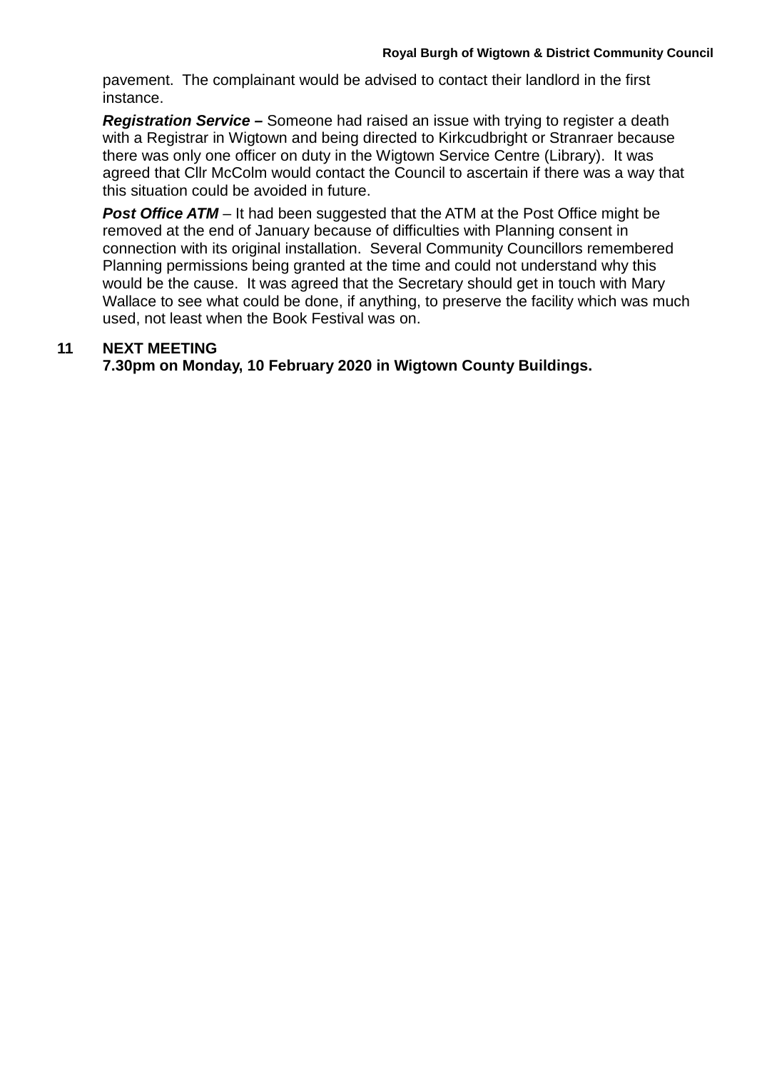pavement. The complainant would be advised to contact their landlord in the first instance.

***Registration Service –*** Someone had raised an issue with trying to register a death with a Registrar in Wigtown and being directed to Kirkcudbright or Stranraer because there was only one officer on duty in the Wigtown Service Centre (Library). It was agreed that Cllr McColm would contact the Council to ascertain if there was a way that this situation could be avoided in future.

***Post Office ATM*** – It had been suggested that the ATM at the Post Office might be removed at the end of January because of difficulties with Planning consent in connection with its original installation. Several Community Councillors remembered Planning permissions being granted at the time and could not understand why this would be the cause. It was agreed that the Secretary should get in touch with Mary Wallace to see what could be done, if anything, to preserve the facility which was much used, not least when the Book Festival was on.

**11 NEXT MEETING**
**7.30pm on Monday, 10 February 2020 in Wigtown County Buildings.**